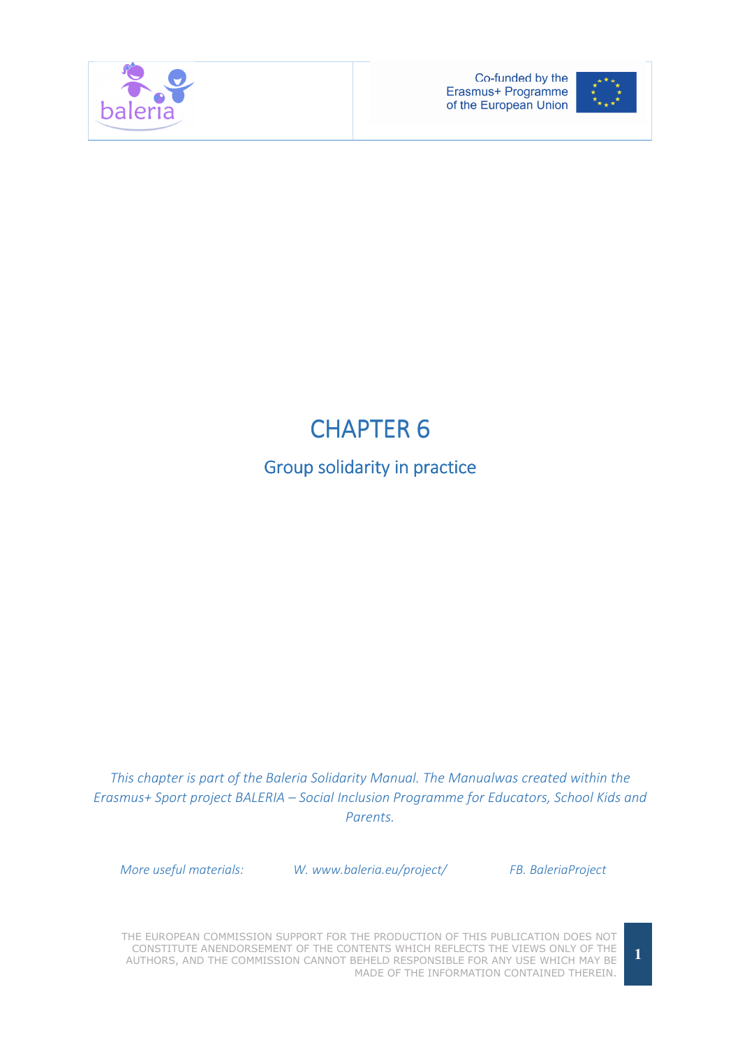# CHAPTER 6

## Group solidarity in practice

*This chapter is part of the Baleria Solidarity Manual. The Manualwas created within the Erasmus+ Sport project BALERIA – Social Inclusion Programme for Educators, School Kids and Parents.*

*More useful materials:* *W. www.baleria.eu/project/* *FB. BaleriaProject*

THE EUROPEAN COMMISSION SUPPORT FOR THE PRODUCTION OF THIS PUBLICATION DOES NOT CONSTITUTE ANENDORSEMENT OF THE CONTENTS WHICH REFLECTS THE VIEWS ONLY OF THE AUTHORS, AND THE COMMISSION CANNOT BEHELD RESPONSIBLE FOR ANY USE WHICH MAY BE MADE OF THE INFORMATION CONTAINED THEREIN.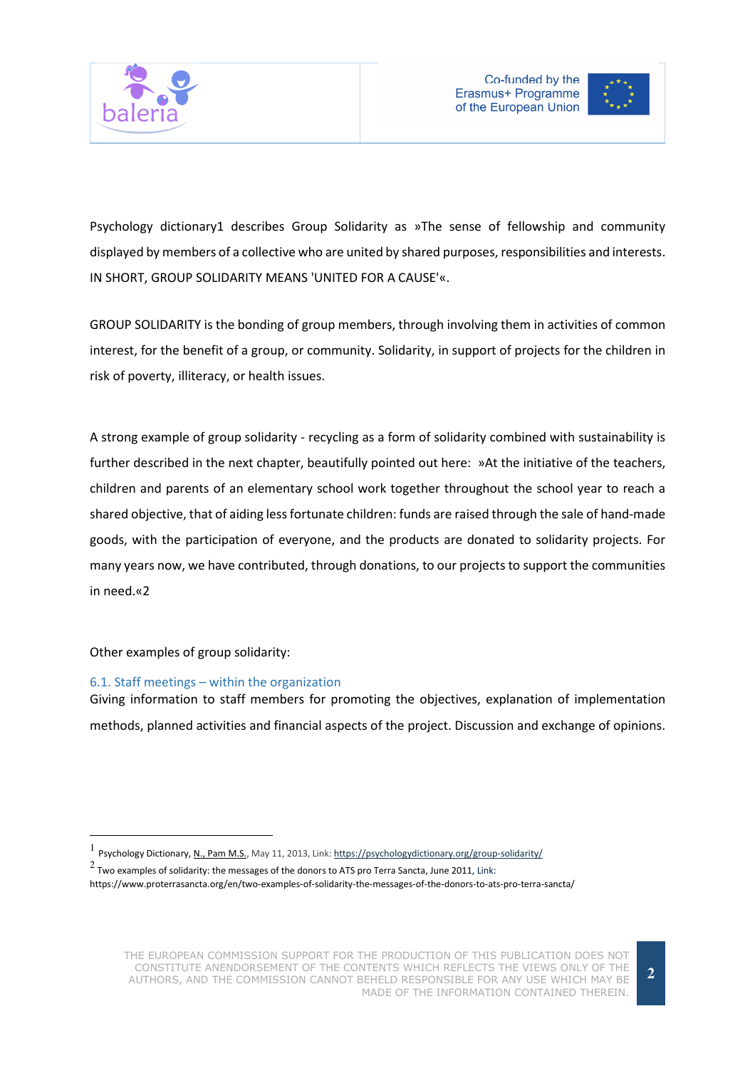Psychology dictionary[1] describes Group Solidarity as »The sense of fellowship and community displayed by members of a collective who are united by shared purposes, responsibilities and interests. IN SHORT, GROUP SOLIDARITY MEANS 'UNITED FOR A CAUSE'«.

GROUP SOLIDARITY is the bonding of group members, through involving them in activities of common interest, for the benefit of a group, or community. Solidarity, in support of projects for the children in risk of poverty, illiteracy, or health issues.

A strong example of group solidarity - recycling as a form of solidarity combined with sustainability is further described in the next chapter, beautifully pointed out here: »At the initiative of the teachers, children and parents of an elementary school work together throughout the school year to reach a shared objective, that of aiding less fortunate children: funds are raised through the sale of hand-made goods, with the participation of everyone, and the products are donated to solidarity projects. For many years now, we have contributed, through donations, to our projects to support the communities in need.«[2]

Other examples of group solidarity:

### 6.1. Staff meetings – within the organization

Giving information to staff members for promoting the objectives, explanation of implementation methods, planned activities and financial aspects of the project. Discussion and exchange of opinions.

---

[1] Psychology Dictionary, N., Pam M.S., May 11, 2013, Link: https://psychologydictionary.org/group-solidarity/

[2] Two examples of solidarity: the messages of the donors to ATS pro Terra Sancta, June 2011, Link: https://www.proterrasancta.org/en/two-examples-of-solidarity-the-messages-of-the-donors-to-ats-pro-terra-sancta/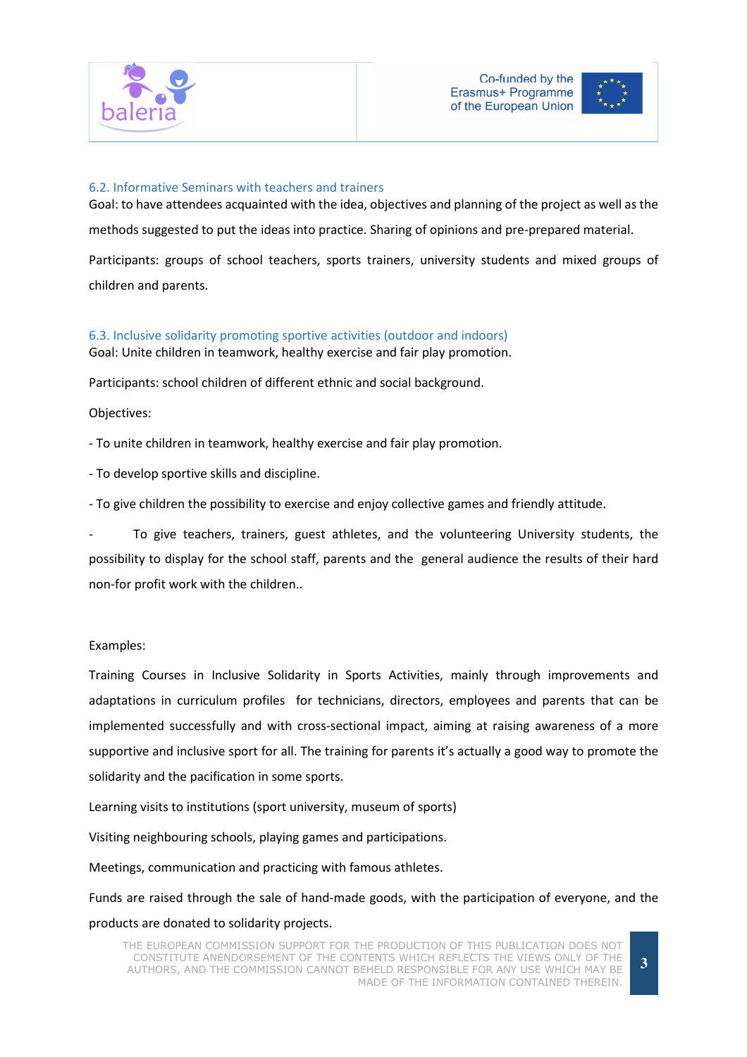### 6.2. Informative Seminars with teachers and trainers

Goal: to have attendees acquainted with the idea, objectives and planning of the project as well as the methods suggested to put the ideas into practice. Sharing of opinions and pre-prepared material.

Participants: groups of school teachers, sports trainers, university students and mixed groups of children and parents.

### 6.3. Inclusive solidarity promoting sportive activities (outdoor and indoors)

Goal: Unite children in teamwork, healthy exercise and fair play promotion.

Participants: school children of different ethnic and social background.

Objectives:

- To unite children in teamwork, healthy exercise and fair play promotion.
- To develop sportive skills and discipline.
- To give children the possibility to exercise and enjoy collective games and friendly attitude.
- To give teachers, trainers, guest athletes, and the volunteering University students, the possibility to display for the school staff, parents and the general audience the results of their hard non-for profit work with the children..

Examples:

Training Courses in Inclusive Solidarity in Sports Activities, mainly through improvements and adaptations in curriculum profiles for technicians, directors, employees and parents that can be implemented successfully and with cross-sectional impact, aiming at raising awareness of a more supportive and inclusive sport for all. The training for parents it's actually a good way to promote the solidarity and the pacification in some sports.

Learning visits to institutions (sport university, museum of sports)

Visiting neighbouring schools, playing games and participations.

Meetings, communication and practicing with famous athletes.

Funds are raised through the sale of hand-made goods, with the participation of everyone, and the products are donated to solidarity projects.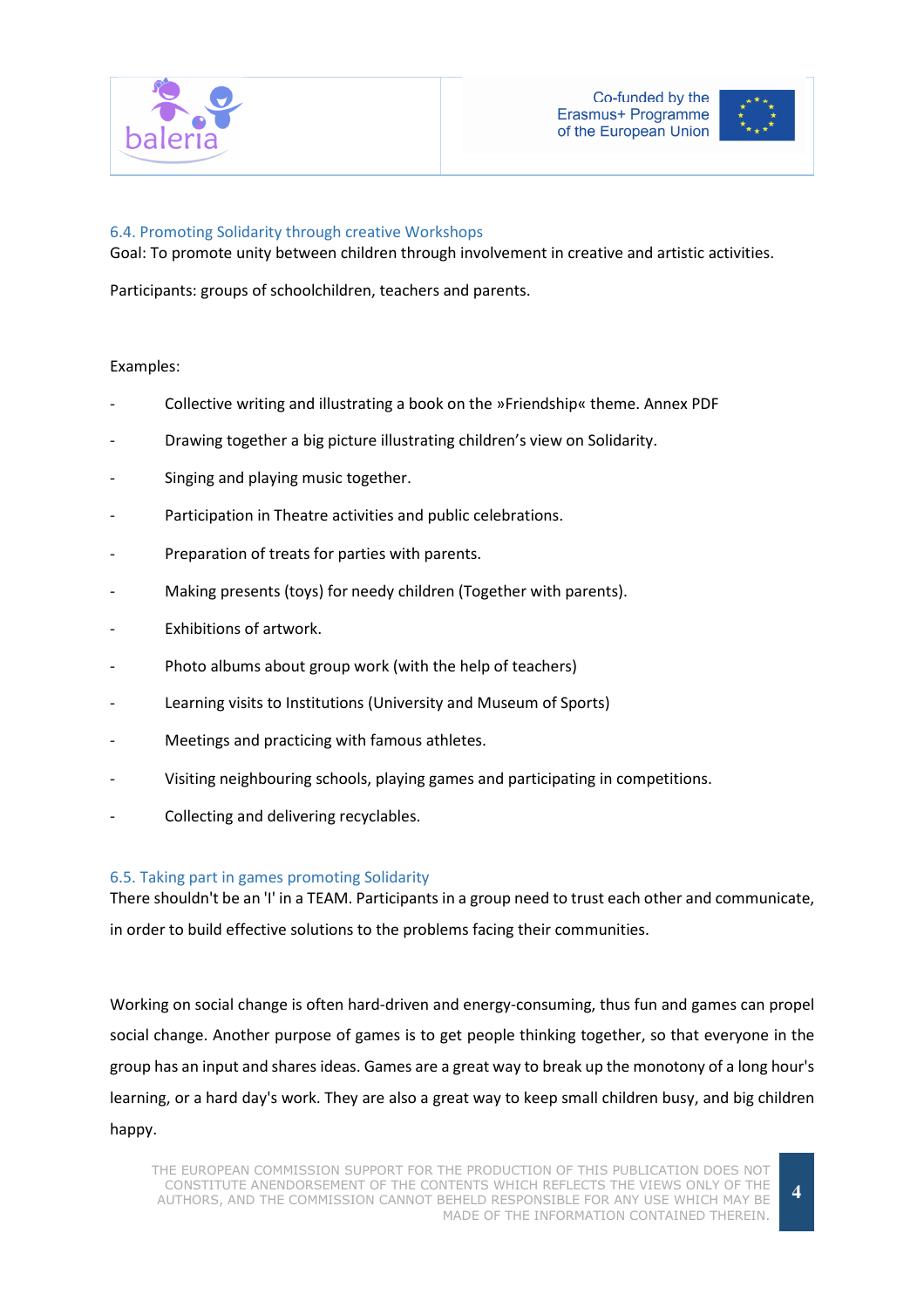### 6.4. Promoting Solidarity through creative Workshops

Goal: To promote unity between children through involvement in creative and artistic activities.

Participants: groups of schoolchildren, teachers and parents.

Examples:

- Collective writing and illustrating a book on the »Friendship« theme. Annex PDF
- Drawing together a big picture illustrating children's view on Solidarity.
- Singing and playing music together.
- Participation in Theatre activities and public celebrations.
- Preparation of treats for parties with parents.
- Making presents (toys) for needy children (Together with parents).
- Exhibitions of artwork.
- Photo albums about group work (with the help of teachers)
- Learning visits to Institutions (University and Museum of Sports)
- Meetings and practicing with famous athletes.
- Visiting neighbouring schools, playing games and participating in competitions.
- Collecting and delivering recyclables.

### 6.5. Taking part in games promoting Solidarity

There shouldn't be an 'I' in a TEAM. Participants in a group need to trust each other and communicate, in order to build effective solutions to the problems facing their communities.

Working on social change is often hard-driven and energy-consuming, thus fun and games can propel social change. Another purpose of games is to get people thinking together, so that everyone in the group has an input and shares ideas. Games are a great way to break up the monotony of a long hour's learning, or a hard day's work. They are also a great way to keep small children busy, and big children happy.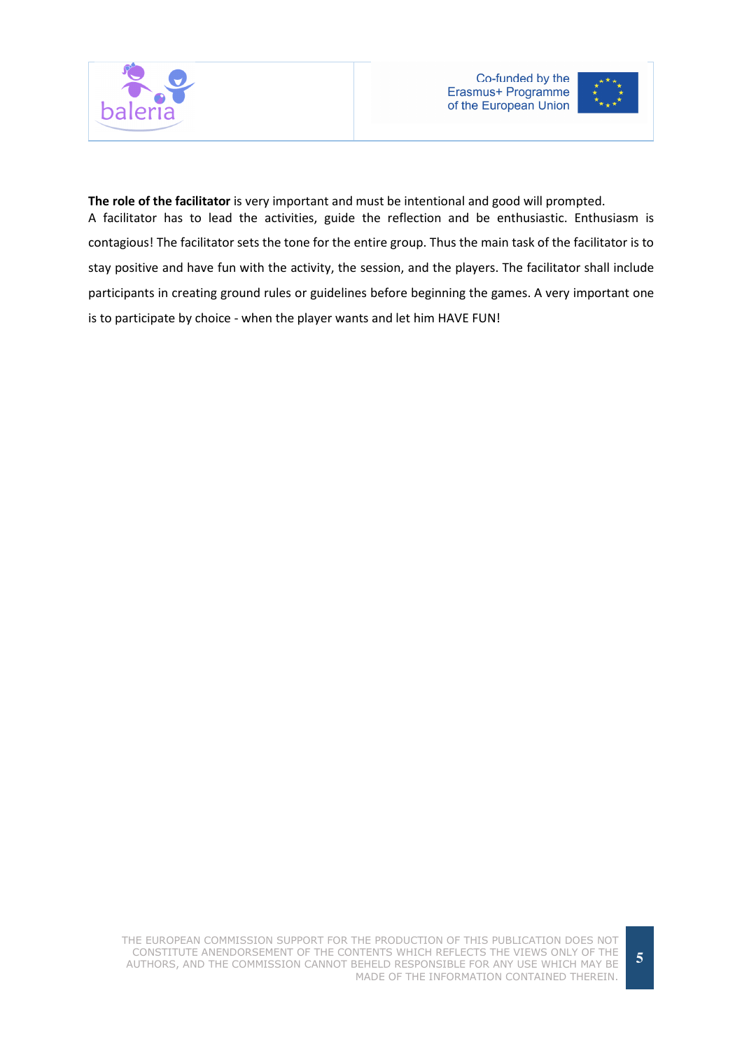**The role of the facilitator** is very important and must be intentional and good will prompted. A facilitator has to lead the activities, guide the reflection and be enthusiastic. Enthusiasm is contagious! The facilitator sets the tone for the entire group. Thus the main task of the facilitator is to stay positive and have fun with the activity, the session, and the players. The facilitator shall include participants in creating ground rules or guidelines before beginning the games. A very important one is to participate by choice - when the player wants and let him HAVE FUN!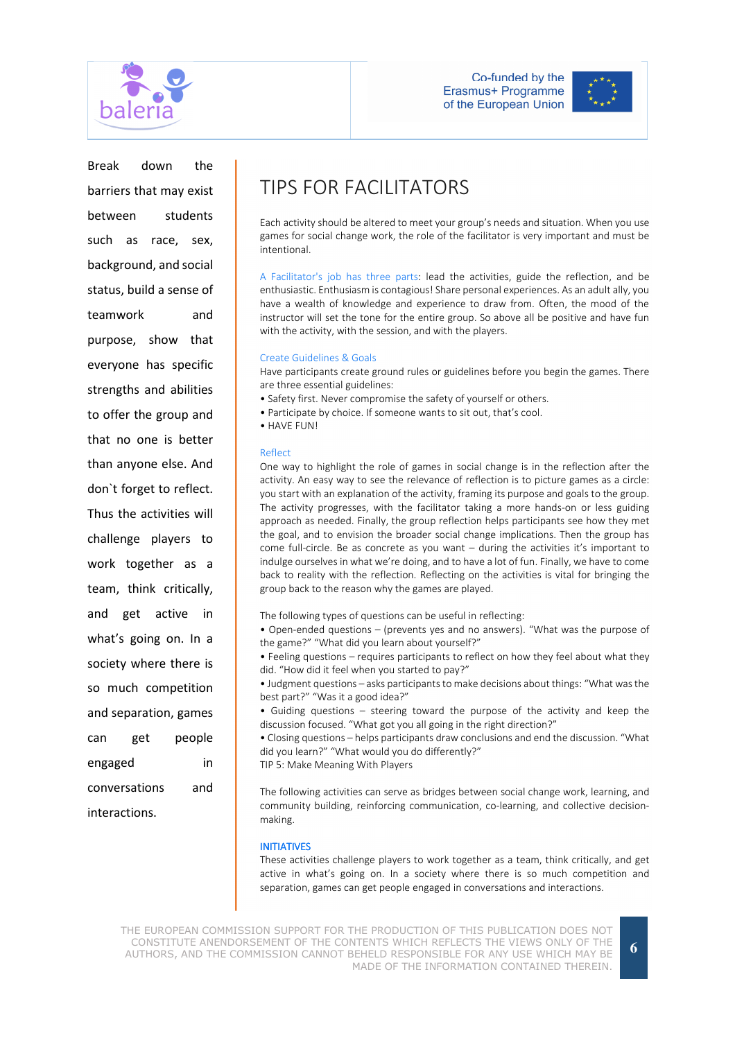Break down the barriers that may exist between students such as race, sex, background, and social status, build a sense of teamwork and purpose, show that everyone has specific strengths and abilities to offer the group and that no one is better than anyone else. And don`t forget to reflect. Thus the activities will challenge players to work together as a team, think critically, and get active in what's going on. In a society where there is so much competition and separation, games can get people engaged in conversations and interactions.

# TIPS FOR FACILITATORS

Each activity should be altered to meet your group's needs and situation. When you use games for social change work, the role of the facilitator is very important and must be intentional.

A Facilitator's job has three parts: lead the activities, guide the reflection, and be enthusiastic. Enthusiasm is contagious! Share personal experiences. As an adult ally, you have a wealth of knowledge and experience to draw from. Often, the mood of the instructor will set the tone for the entire group. So above all be positive and have fun with the activity, with the session, and with the players.

### Create Guidelines & Goals

Have participants create ground rules or guidelines before you begin the games. There are three essential guidelines:

- Safety first. Never compromise the safety of yourself or others.
- Participate by choice. If someone wants to sit out, that's cool.
- HAVE FUN!

### Reflect

One way to highlight the role of games in social change is in the reflection after the activity. An easy way to see the relevance of reflection is to picture games as a circle: you start with an explanation of the activity, framing its purpose and goals to the group. The activity progresses, with the facilitator taking a more hands-on or less guiding approach as needed. Finally, the group reflection helps participants see how they met the goal, and to envision the broader social change implications. Then the group has come full-circle. Be as concrete as you want – during the activities it's important to indulge ourselves in what we're doing, and to have a lot of fun. Finally, we have to come back to reality with the reflection. Reflecting on the activities is vital for bringing the group back to the reason why the games are played.

The following types of questions can be useful in reflecting:

- Open-ended questions – (prevents yes and no answers). "What was the purpose of the game?" "What did you learn about yourself?"
- Feeling questions – requires participants to reflect on how they feel about what they did. "How did it feel when you started to pay?"
- Judgment questions – asks participants to make decisions about things: "What was the best part?" "Was it a good idea?"
- Guiding questions – steering toward the purpose of the activity and keep the discussion focused. "What got you all going in the right direction?"
- Closing questions – helps participants draw conclusions and end the discussion. "What did you learn?" "What would you do differently?"

TIP 5: Make Meaning With Players

The following activities can serve as bridges between social change work, learning, and community building, reinforcing communication, co-learning, and collective decision-making.

### INITIATIVES

These activities challenge players to work together as a team, think critically, and get active in what's going on. In a society where there is so much competition and separation, games can get people engaged in conversations and interactions.